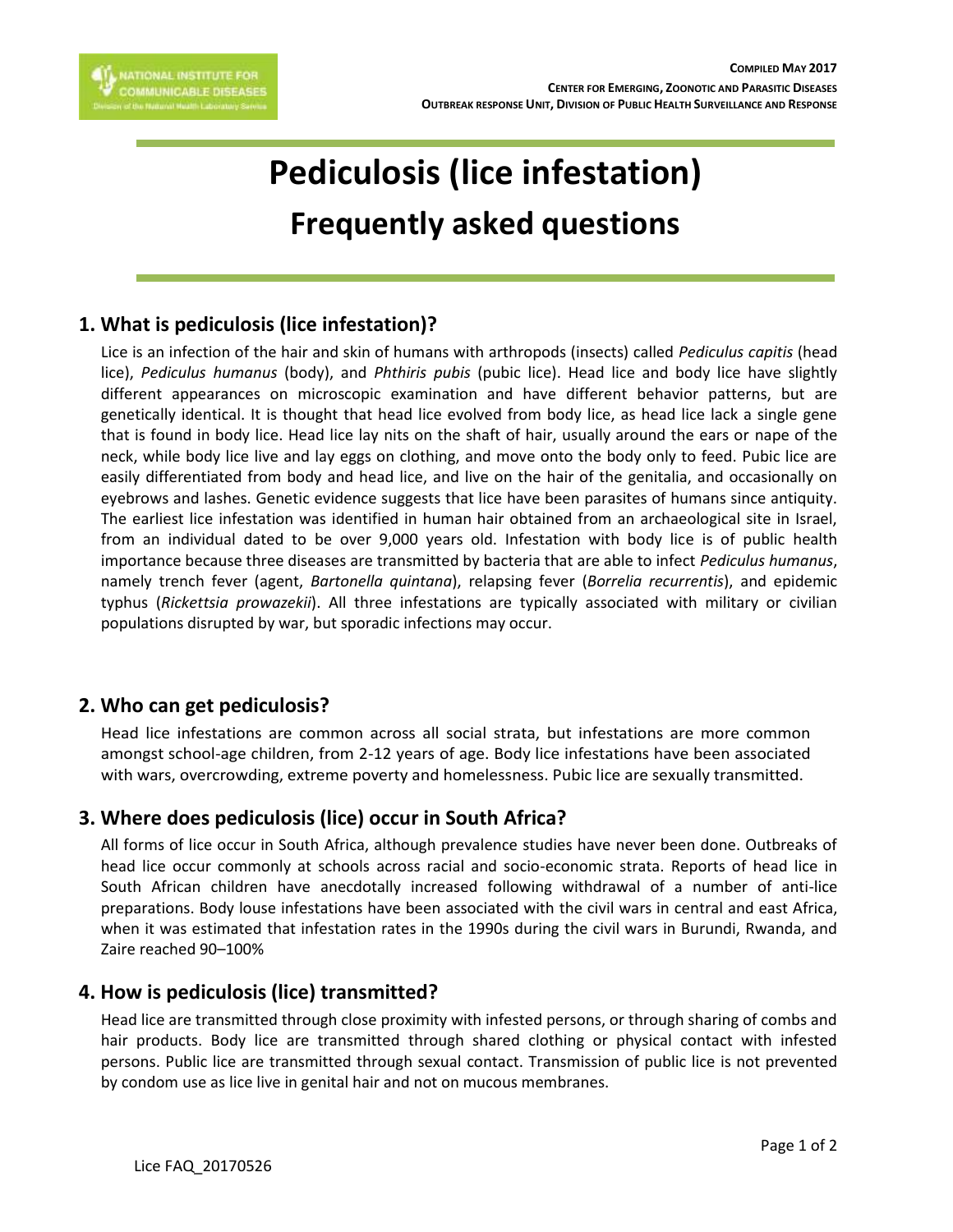**Compiled May 2017**
**Center for Emerging, Zoonotic and Parasitic Diseases**
**Outbreak response Unit, Division of Public Health Surveillance and Response**

# Pediculosis (lice infestation)
## Frequently asked questions

### 1. What is pediculosis (lice infestation)?

Lice is an infection of the hair and skin of humans with arthropods (insects) called *Pediculus capitis* (head lice), *Pediculus humanus* (body), and *Phthiris pubis* (pubic lice). Head lice and body lice have slightly different appearances on microscopic examination and have different behavior patterns, but are genetically identical. It is thought that head lice evolved from body lice, as head lice lack a single gene that is found in body lice. Head lice lay nits on the shaft of hair, usually around the ears or nape of the neck, while body lice live and lay eggs on clothing, and move onto the body only to feed. Pubic lice are easily differentiated from body and head lice, and live on the hair of the genitalia, and occasionally on eyebrows and lashes. Genetic evidence suggests that lice have been parasites of humans since antiquity. The earliest lice infestation was identified in human hair obtained from an archaeological site in Israel, from an individual dated to be over 9,000 years old. Infestation with body lice is of public health importance because three diseases are transmitted by bacteria that are able to infect *Pediculus humanus*, namely trench fever (agent, *Bartonella quintana*), relapsing fever (*Borrelia recurrentis*), and epidemic typhus (*Rickettsia prowazekii*). All three infestations are typically associated with military or civilian populations disrupted by war, but sporadic infections may occur.

### 2. Who can get pediculosis?

Head lice infestations are common across all social strata, but infestations are more common amongst school-age children, from 2-12 years of age. Body lice infestations have been associated with wars, overcrowding, extreme poverty and homelessness. Pubic lice are sexually transmitted.

### 3. Where does pediculosis (lice) occur in South Africa?

All forms of lice occur in South Africa, although prevalence studies have never been done. Outbreaks of head lice occur commonly at schools across racial and socio-economic strata. Reports of head lice in South African children have anecdotally increased following withdrawal of a number of anti-lice preparations. Body louse infestations have been associated with the civil wars in central and east Africa, when it was estimated that infestation rates in the 1990s during the civil wars in Burundi, Rwanda, and Zaire reached 90–100%

### 4. How is pediculosis (lice) transmitted?

Head lice are transmitted through close proximity with infested persons, or through sharing of combs and hair products. Body lice are transmitted through shared clothing or physical contact with infested persons. Public lice are transmitted through sexual contact. Transmission of public lice is not prevented by condom use as lice live in genital hair and not on mucous membranes.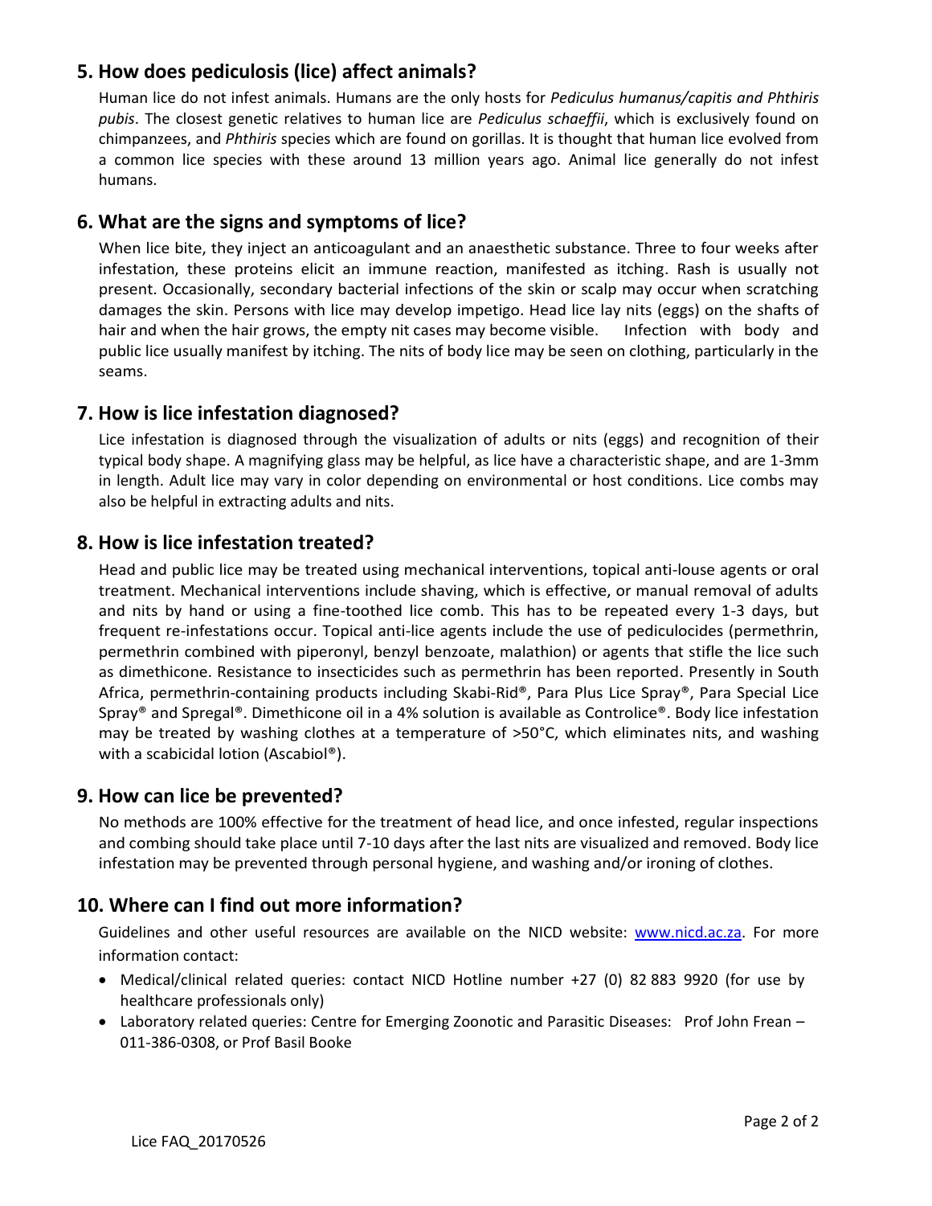## 5. How does pediculosis (lice) affect animals?

Human lice do not infest animals. Humans are the only hosts for *Pediculus humanus/capitis and Phthiris pubis*. The closest genetic relatives to human lice are *Pediculus schaeffii*, which is exclusively found on chimpanzees, and *Phthiris* species which are found on gorillas. It is thought that human lice evolved from a common lice species with these around 13 million years ago. Animal lice generally do not infest humans.

## 6. What are the signs and symptoms of lice?

When lice bite, they inject an anticoagulant and an anaesthetic substance. Three to four weeks after infestation, these proteins elicit an immune reaction, manifested as itching. Rash is usually not present. Occasionally, secondary bacterial infections of the skin or scalp may occur when scratching damages the skin. Persons with lice may develop impetigo. Head lice lay nits (eggs) on the shafts of hair and when the hair grows, the empty nit cases may become visible. Infection with body and public lice usually manifest by itching. The nits of body lice may be seen on clothing, particularly in the seams.

## 7. How is lice infestation diagnosed?

Lice infestation is diagnosed through the visualization of adults or nits (eggs) and recognition of their typical body shape. A magnifying glass may be helpful, as lice have a characteristic shape, and are 1-3mm in length. Adult lice may vary in color depending on environmental or host conditions. Lice combs may also be helpful in extracting adults and nits.

## 8. How is lice infestation treated?

Head and public lice may be treated using mechanical interventions, topical anti-louse agents or oral treatment. Mechanical interventions include shaving, which is effective, or manual removal of adults and nits by hand or using a fine-toothed lice comb. This has to be repeated every 1-3 days, but frequent re-infestations occur. Topical anti-lice agents include the use of pediculocides (permethrin, permethrin combined with piperonyl, benzyl benzoate, malathion) or agents that stifle the lice such as dimethicone. Resistance to insecticides such as permethrin has been reported. Presently in South Africa, permethrin-containing products including Skabi-Rid®, Para Plus Lice Spray®, Para Special Lice Spray® and Spregal®. Dimethicone oil in a 4% solution is available as Controlice®. Body lice infestation may be treated by washing clothes at a temperature of >50°C, which eliminates nits, and washing with a scabicidal lotion (Ascabiol®).

## 9. How can lice be prevented?

No methods are 100% effective for the treatment of head lice, and once infested, regular inspections and combing should take place until 7-10 days after the last nits are visualized and removed. Body lice infestation may be prevented through personal hygiene, and washing and/or ironing of clothes.

## 10. Where can I find out more information?

Guidelines and other useful resources are available on the NICD website: www.nicd.ac.za. For more information contact:

- Medical/clinical related queries: contact NICD Hotline number +27 (0) 82 883 9920 (for use by healthcare professionals only)
- Laboratory related queries: Centre for Emerging Zoonotic and Parasitic Diseases: Prof John Frean – 011-386-0308, or Prof Basil Booke

Lice FAQ_20170526